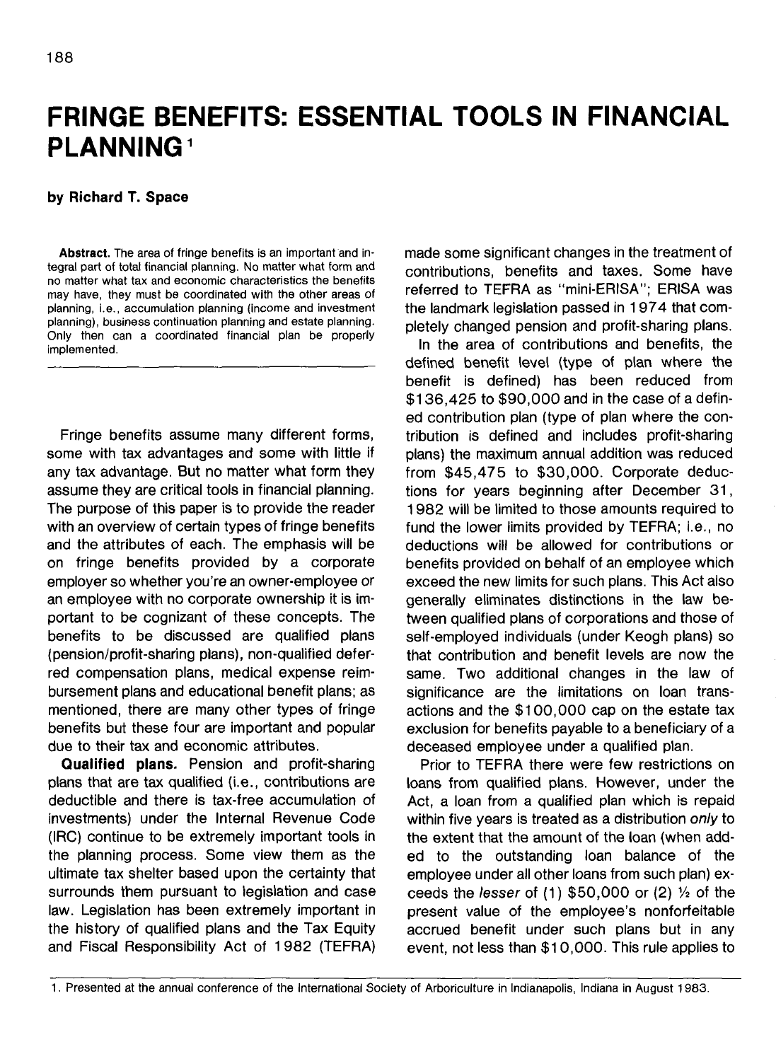# FRINGE BENEFITS: ESSENTIAL TOOLS IN FINANCIAL PLANNING[1]

**by Richard T. Space**

**Abstract.** The area of fringe benefits is an important and integral part of total financial planning. No matter what form and no matter what tax and economic characteristics the benefits may have, they must be coordinated with the other areas of planning, i.e., accumulation planning (income and investment planning), business continuation planning and estate planning. Only then can a coordinated financial plan be properly implemented.

---

Fringe benefits assume many different forms, some with tax advantages and some with little if any tax advantage. But no matter what form they assume they are critical tools in financial planning. The purpose of this paper is to provide the reader with an overview of certain types of fringe benefits and the attributes of each. The emphasis will be on fringe benefits provided by a corporate employer so whether you're an owner-employee or an employee with no corporate ownership it is important to be cognizant of these concepts. The benefits to be discussed are qualified plans (pension/profit-sharing plans), non-qualified deferred compensation plans, medical expense reimbursement plans and educational benefit plans; as mentioned, there are many other types of fringe benefits but these four are important and popular due to their tax and economic attributes.

**Qualified plans.** Pension and profit-sharing plans that are tax qualified (i.e., contributions are deductible and there is tax-free accumulation of investments) under the Internal Revenue Code (IRC) continue to be extremely important tools in the planning process. Some view them as the ultimate tax shelter based upon the certainty that surrounds them pursuant to legislation and case law. Legislation has been extremely important in the history of qualified plans and the Tax Equity and Fiscal Responsibility Act of 1982 (TEFRA) made some significant changes in the treatment of contributions, benefits and taxes. Some have referred to TEFRA as "mini-ERISA"; ERISA was the landmark legislation passed in 1974 that completely changed pension and profit-sharing plans.

In the area of contributions and benefits, the defined benefit level (type of plan where the benefit is defined) has been reduced from $136,425 to $90,000 and in the case of a defined contribution plan (type of plan where the contribution is defined and includes profit-sharing plans) the maximum annual addition was reduced from $45,475 to $30,000. Corporate deductions for years beginning after December 31, 1982 will be limited to those amounts required to fund the lower limits provided by TEFRA; i.e., no deductions will be allowed for contributions or benefits provided on behalf of an employee which exceed the new limits for such plans. This Act also generally eliminates distinctions in the law between qualified plans of corporations and those of self-employed individuals (under Keogh plans) so that contribution and benefit levels are now the same. Two additional changes in the law of significance are the limitations on loan transactions and the $100,000 cap on the estate tax exclusion for benefits payable to a beneficiary of a deceased employee under a qualified plan.

Prior to TEFRA there were few restrictions on loans from qualified plans. However, under the Act, a loan from a qualified plan which is repaid within five years is treated as a distribution *only* to the extent that the amount of the loan (when added to the outstanding loan balance of the employee under all other loans from such plan) exceeds the *lesser* of (1) $50,000 or (2) ½ of the present value of the employee's nonforfeitable accrued benefit under such plans but in any event, not less than $10,000. This rule applies to

---

1. Presented at the annual conference of the International Society of Arboriculture in Indianapolis, Indiana in August 1983.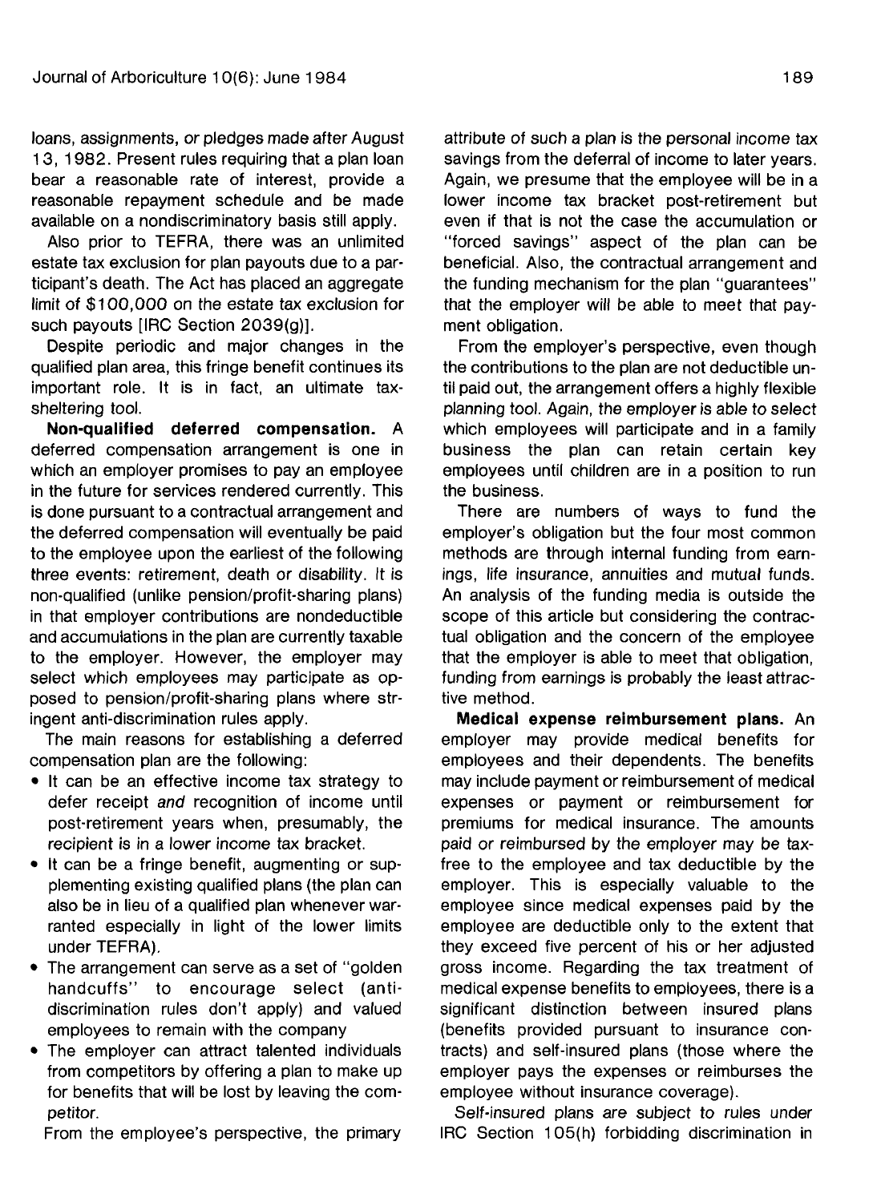loans, assignments, or pledges made after August 13, 1982. Present rules requiring that a plan loan bear a reasonable rate of interest, provide a reasonable repayment schedule and be made available on a nondiscriminatory basis still apply.

Also prior to TEFRA, there was an unlimited estate tax exclusion for plan payouts due to a participant's death. The Act has placed an aggregate limit of $100,000 on the estate tax exclusion for such payouts [IRC Section 2039(g)].

Despite periodic and major changes in the qualified plan area, this fringe benefit continues its important role. It is in fact, an ultimate tax-sheltering tool.

**Non-qualified deferred compensation.** A deferred compensation arrangement is one in which an employer promises to pay an employee in the future for services rendered currently. This is done pursuant to a contractual arrangement and the deferred compensation will eventually be paid to the employee upon the earliest of the following three events: retirement, death or disability. It is non-qualified (unlike pension/profit-sharing plans) in that employer contributions are nondeductible and accumulations in the plan are currently taxable to the employer. However, the employer may select which employees may participate as opposed to pension/profit-sharing plans where stringent anti-discrimination rules apply.

The main reasons for establishing a deferred compensation plan are the following:

- It can be an effective income tax strategy to defer receipt *and* recognition of income until post-retirement years when, presumably, the recipient is in a lower income tax bracket.
- It can be a fringe benefit, augmenting or supplementing existing qualified plans (the plan can also be in lieu of a qualified plan whenever warranted especially in light of the lower limits under TEFRA).
- The arrangement can serve as a set of "golden handcuffs" to encourage select (anti-discrimination rules don't apply) and valued employees to remain with the company
- The employer can attract talented individuals from competitors by offering a plan to make up for benefits that will be lost by leaving the competitor.

From the employee's perspective, the primary attribute of such a plan is the personal income tax savings from the deferral of income to later years. Again, we presume that the employee will be in a lower income tax bracket post-retirement but even if that is not the case the accumulation or "forced savings" aspect of the plan can be beneficial. Also, the contractual arrangement and the funding mechanism for the plan "guarantees" that the employer will be able to meet that payment obligation.

From the employer's perspective, even though the contributions to the plan are not deductible until paid out, the arrangement offers a highly flexible planning tool. Again, the employer is able to select which employees will participate and in a family business the plan can retain certain key employees until children are in a position to run the business.

There are numbers of ways to fund the employer's obligation but the four most common methods are through internal funding from earnings, life insurance, annuities and mutual funds. An analysis of the funding media is outside the scope of this article but considering the contractual obligation and the concern of the employee that the employer is able to meet that obligation, funding from earnings is probably the least attractive method.

**Medical expense reimbursement plans.** An employer may provide medical benefits for employees and their dependents. The benefits may include payment or reimbursement of medical expenses or payment or reimbursement for premiums for medical insurance. The amounts paid or reimbursed by the employer may be tax-free to the employee and tax deductible by the employer. This is especially valuable to the employee since medical expenses paid by the employee are deductible only to the extent that they exceed five percent of his or her adjusted gross income. Regarding the tax treatment of medical expense benefits to employees, there is a significant distinction between insured plans (benefits provided pursuant to insurance contracts) and self-insured plans (those where the employer pays the expenses or reimburses the employee without insurance coverage).

*Self-insured plans* are subject to rules under IRC Section 105(h) forbidding discrimination in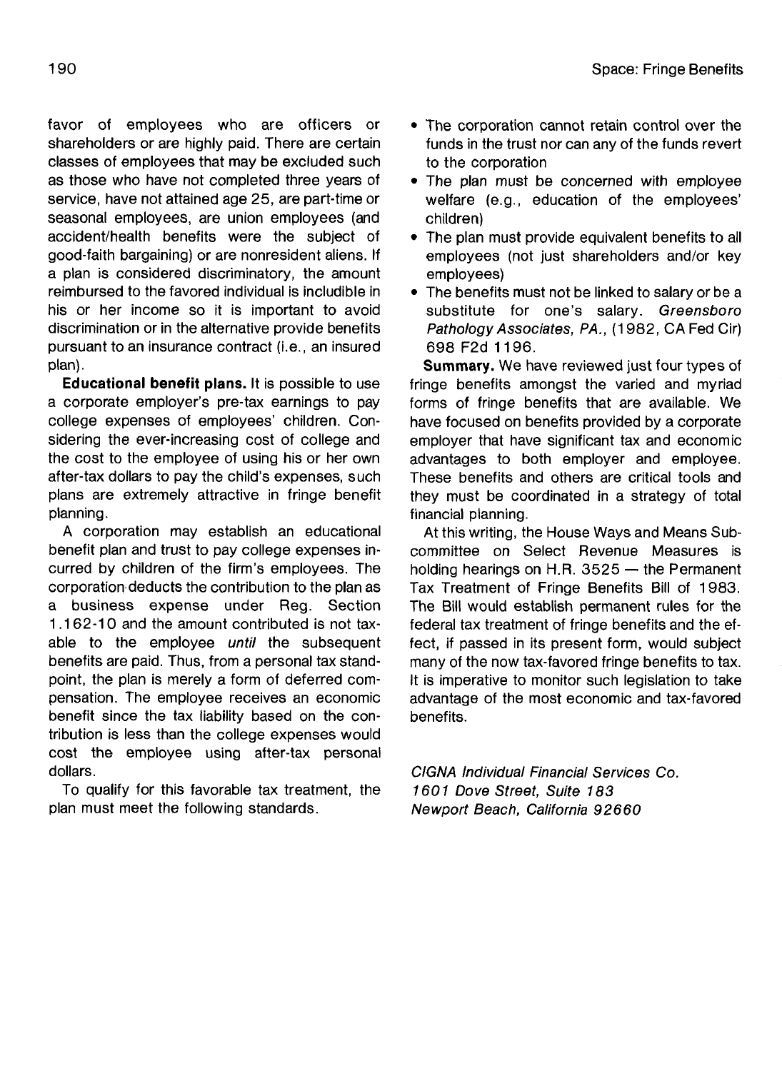favor of employees who are officers or shareholders or are highly paid. There are certain classes of employees that may be excluded such as those who have not completed three years of service, have not attained age 25, are part-time or seasonal employees, are union employees (and accident/health benefits were the subject of good-faith bargaining) or are nonresident aliens. If a plan is considered discriminatory, the amount reimbursed to the favored individual is includible in his or her income so it is important to avoid discrimination or in the alternative provide benefits pursuant to an insurance contract (i.e., an insured plan).

**Educational benefit plans.** It is possible to use a corporate employer's pre-tax earnings to pay college expenses of employees' children. Considering the ever-increasing cost of college and the cost to the employee of using his or her own after-tax dollars to pay the child's expenses, such plans are extremely attractive in fringe benefit planning.

A corporation may establish an educational benefit plan and trust to pay college expenses incurred by children of the firm's employees. The corporation deducts the contribution to the plan as a business expense under Reg. Section 1.162-10 and the amount contributed is not taxable to the employee *until* the subsequent benefits are paid. Thus, from a personal tax standpoint, the plan is merely a form of deferred compensation. The employee receives an economic benefit since the tax liability based on the contribution is less than the college expenses would cost the employee using after-tax personal dollars.

To qualify for this favorable tax treatment, the plan must meet the following standards.

- The corporation cannot retain control over the funds in the trust nor can any of the funds revert to the corporation
- The plan must be concerned with employee welfare (e.g., education of the employees' children)
- The plan must provide equivalent benefits to all employees (not just shareholders and/or key employees)
- The benefits must not be linked to salary or be a substitute for one's salary. *Greensboro Pathology Associates, PA.,* (1982, CA Fed Cir) 698 F2d 1196.

**Summary.** We have reviewed just four types of fringe benefits amongst the varied and myriad forms of fringe benefits that are available. We have focused on benefits provided by a corporate employer that have significant tax and economic advantages to both employer and employee. These benefits and others are critical tools and they must be coordinated in a strategy of total financial planning.

At this writing, the House Ways and Means Subcommittee on Select Revenue Measures is holding hearings on H.R. 3525 — the Permanent Tax Treatment of Fringe Benefits Bill of 1983. The Bill would establish permanent rules for the federal tax treatment of fringe benefits and the effect, if passed in its present form, would subject many of the now tax-favored fringe benefits to tax. It is imperative to monitor such legislation to take advantage of the most economic and tax-favored benefits.

*CIGNA Individual Financial Services Co.*
*1601 Dove Street, Suite 183*
*Newport Beach, California 92660*